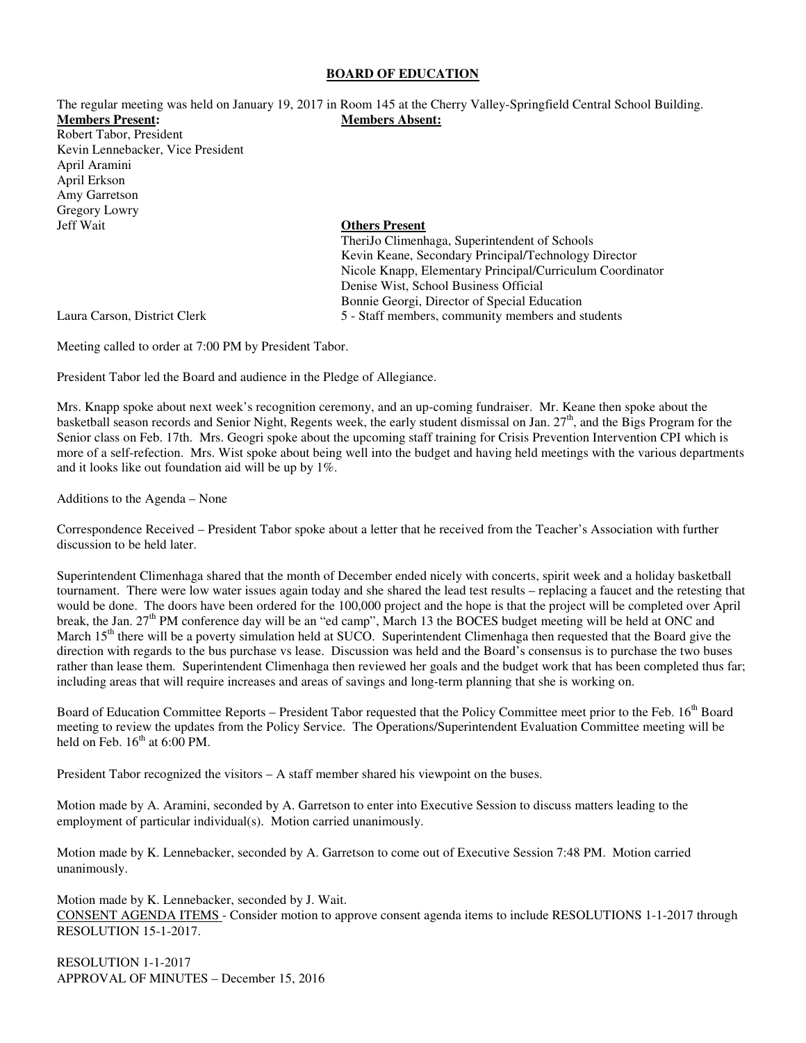# BOARD OF EDUCATION

The regular meeting was held on January 19, 2017 in Room 145 at the Cherry Valley-Springfield Central School Building.

**Members Present:**

Robert Tabor, President
Kevin Lennebacker, Vice President
April Aramini
April Erkson
Amy Garretson
Gregory Lowry
Jeff Wait

**Members Absent:**

**Others Present**

TheriJo Climenhaga, Superintendent of Schools
Kevin Keane, Secondary Principal/Technology Director
Nicole Knapp, Elementary Principal/Curriculum Coordinator
Denise Wist, School Business Official
Bonnie Georgi, Director of Special Education
Laura Carson, District Clerk
5 - Staff members, community members and students

Meeting called to order at 7:00 PM by President Tabor.

President Tabor led the Board and audience in the Pledge of Allegiance.

Mrs. Knapp spoke about next week's recognition ceremony, and an up-coming fundraiser. Mr. Keane then spoke about the basketball season records and Senior Night, Regents week, the early student dismissal on Jan. 27th, and the Bigs Program for the Senior class on Feb. 17th. Mrs. Geogri spoke about the upcoming staff training for Crisis Prevention Intervention CPI which is more of a self-refection. Mrs. Wist spoke about being well into the budget and having held meetings with the various departments and it looks like out foundation aid will be up by 1%.

Additions to the Agenda – None

Correspondence Received – President Tabor spoke about a letter that he received from the Teacher's Association with further discussion to be held later.

Superintendent Climenhaga shared that the month of December ended nicely with concerts, spirit week and a holiday basketball tournament. There were low water issues again today and she shared the lead test results – replacing a faucet and the retesting that would be done. The doors have been ordered for the 100,000 project and the hope is that the project will be completed over April break, the Jan. 27th PM conference day will be an "ed camp", March 13 the BOCES budget meeting will be held at ONC and March 15th there will be a poverty simulation held at SUCO. Superintendent Climenhaga then requested that the Board give the direction with regards to the bus purchase vs lease. Discussion was held and the Board's consensus is to purchase the two buses rather than lease them. Superintendent Climenhaga then reviewed her goals and the budget work that has been completed thus far; including areas that will require increases and areas of savings and long-term planning that she is working on.

Board of Education Committee Reports – President Tabor requested that the Policy Committee meet prior to the Feb. 16th Board meeting to review the updates from the Policy Service. The Operations/Superintendent Evaluation Committee meeting will be held on Feb. 16th at 6:00 PM.

President Tabor recognized the visitors – A staff member shared his viewpoint on the buses.

Motion made by A. Aramini, seconded by A. Garretson to enter into Executive Session to discuss matters leading to the employment of particular individual(s). Motion carried unanimously.

Motion made by K. Lennebacker, seconded by A. Garretson to come out of Executive Session 7:48 PM. Motion carried unanimously.

Motion made by K. Lennebacker, seconded by J. Wait.
CONSENT AGENDA ITEMS - Consider motion to approve consent agenda items to include RESOLUTIONS 1-1-2017 through RESOLUTION 15-1-2017.

RESOLUTION 1-1-2017
APPROVAL OF MINUTES – December 15, 2016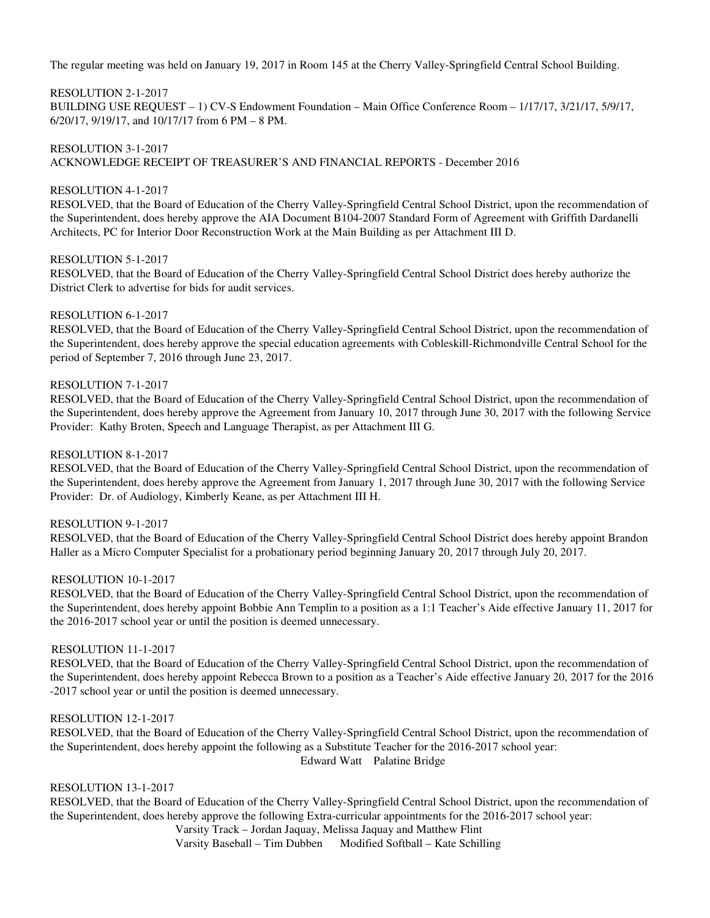The regular meeting was held on January 19, 2017 in Room 145 at the Cherry Valley-Springfield Central School Building.

RESOLUTION 2-1-2017
BUILDING USE REQUEST – 1) CV-S Endowment Foundation – Main Office Conference Room – 1/17/17, 3/21/17, 5/9/17, 6/20/17, 9/19/17, and 10/17/17 from 6 PM – 8 PM.

RESOLUTION 3-1-2017
ACKNOWLEDGE RECEIPT OF TREASURER'S AND FINANCIAL REPORTS - December 2016

RESOLUTION 4-1-2017
RESOLVED, that the Board of Education of the Cherry Valley-Springfield Central School District, upon the recommendation of the Superintendent, does hereby approve the AIA Document B104-2007 Standard Form of Agreement with Griffith Dardanelli Architects, PC for Interior Door Reconstruction Work at the Main Building as per Attachment III D.

RESOLUTION 5-1-2017
RESOLVED, that the Board of Education of the Cherry Valley-Springfield Central School District does hereby authorize the District Clerk to advertise for bids for audit services.

RESOLUTION 6-1-2017
RESOLVED, that the Board of Education of the Cherry Valley-Springfield Central School District, upon the recommendation of the Superintendent, does hereby approve the special education agreements with Cobleskill-Richmondville Central School for the period of September 7, 2016 through June 23, 2017.

RESOLUTION 7-1-2017
RESOLVED, that the Board of Education of the Cherry Valley-Springfield Central School District, upon the recommendation of the Superintendent, does hereby approve the Agreement from January 10, 2017 through June 30, 2017 with the following Service Provider: Kathy Broten, Speech and Language Therapist, as per Attachment III G.

RESOLUTION 8-1-2017
RESOLVED, that the Board of Education of the Cherry Valley-Springfield Central School District, upon the recommendation of the Superintendent, does hereby approve the Agreement from January 1, 2017 through June 30, 2017 with the following Service Provider: Dr. of Audiology, Kimberly Keane, as per Attachment III H.

RESOLUTION 9-1-2017
RESOLVED, that the Board of Education of the Cherry Valley-Springfield Central School District does hereby appoint Brandon Haller as a Micro Computer Specialist for a probationary period beginning January 20, 2017 through July 20, 2017.

RESOLUTION 10-1-2017
RESOLVED, that the Board of Education of the Cherry Valley-Springfield Central School District, upon the recommendation of the Superintendent, does hereby appoint Bobbie Ann Templin to a position as a 1:1 Teacher's Aide effective January 11, 2017 for the 2016-2017 school year or until the position is deemed unnecessary.

RESOLUTION 11-1-2017
RESOLVED, that the Board of Education of the Cherry Valley-Springfield Central School District, upon the recommendation of the Superintendent, does hereby appoint Rebecca Brown to a position as a Teacher's Aide effective January 20, 2017 for the 2016 -2017 school year or until the position is deemed unnecessary.

RESOLUTION 12-1-2017
RESOLVED, that the Board of Education of the Cherry Valley-Springfield Central School District, upon the recommendation of the Superintendent, does hereby appoint the following as a Substitute Teacher for the 2016-2017 school year:

Edward Watt Palatine Bridge

RESOLUTION 13-1-2017
RESOLVED, that the Board of Education of the Cherry Valley-Springfield Central School District, upon the recommendation of the Superintendent, does hereby approve the following Extra-curricular appointments for the 2016-2017 school year:

Varsity Track – Jordan Jaquay, Melissa Jaquay and Matthew Flint
Varsity Baseball – Tim Dubben Modified Softball – Kate Schilling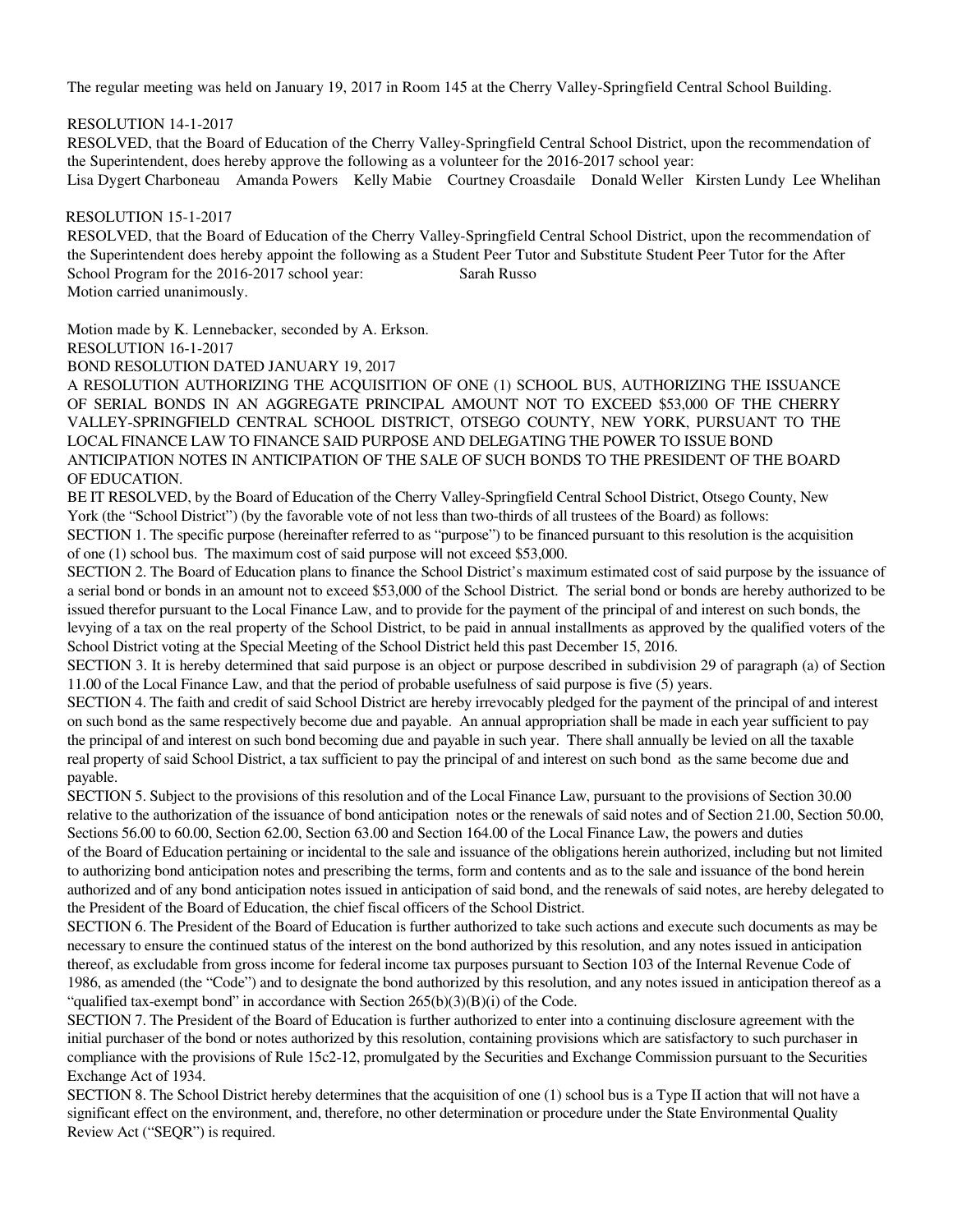The regular meeting was held on January 19, 2017 in Room 145 at the Cherry Valley-Springfield Central School Building.

RESOLUTION 14-1-2017
RESOLVED, that the Board of Education of the Cherry Valley-Springfield Central School District, upon the recommendation of the Superintendent, does hereby approve the following as a volunteer for the 2016-2017 school year:
Lisa Dygert Charboneau Amanda Powers Kelly Mabie Courtney Croasdaile Donald Weller Kirsten Lundy Lee Whelihan

RESOLUTION 15-1-2017
RESOLVED, that the Board of Education of the Cherry Valley-Springfield Central School District, upon the recommendation of the Superintendent does hereby appoint the following as a Student Peer Tutor and Substitute Student Peer Tutor for the After School Program for the 2016-2017 school year: Sarah Russo
Motion carried unanimously.

Motion made by K. Lennebacker, seconded by A. Erkson.
RESOLUTION 16-1-2017
BOND RESOLUTION DATED JANUARY 19, 2017
A RESOLUTION AUTHORIZING THE ACQUISITION OF ONE (1) SCHOOL BUS, AUTHORIZING THE ISSUANCE OF SERIAL BONDS IN AN AGGREGATE PRINCIPAL AMOUNT NOT TO EXCEED $53,000 OF THE CHERRY VALLEY-SPRINGFIELD CENTRAL SCHOOL DISTRICT, OTSEGO COUNTY, NEW YORK, PURSUANT TO THE LOCAL FINANCE LAW TO FINANCE SAID PURPOSE AND DELEGATING THE POWER TO ISSUE BOND ANTICIPATION NOTES IN ANTICIPATION OF THE SALE OF SUCH BONDS TO THE PRESIDENT OF THE BOARD OF EDUCATION.
BE IT RESOLVED, by the Board of Education of the Cherry Valley-Springfield Central School District, Otsego County, New York (the "School District") (by the favorable vote of not less than two-thirds of all trustees of the Board) as follows:
SECTION 1. The specific purpose (hereinafter referred to as "purpose") to be financed pursuant to this resolution is the acquisition of one (1) school bus. The maximum cost of said purpose will not exceed $53,000.
SECTION 2. The Board of Education plans to finance the School District's maximum estimated cost of said purpose by the issuance of a serial bond or bonds in an amount not to exceed $53,000 of the School District. The serial bond or bonds are hereby authorized to be issued therefor pursuant to the Local Finance Law, and to provide for the payment of the principal of and interest on such bonds, the levying of a tax on the real property of the School District, to be paid in annual installments as approved by the qualified voters of the School District voting at the Special Meeting of the School District held this past December 15, 2016.
SECTION 3. It is hereby determined that said purpose is an object or purpose described in subdivision 29 of paragraph (a) of Section 11.00 of the Local Finance Law, and that the period of probable usefulness of said purpose is five (5) years.
SECTION 4. The faith and credit of said School District are hereby irrevocably pledged for the payment of the principal of and interest on such bond as the same respectively become due and payable. An annual appropriation shall be made in each year sufficient to pay the principal of and interest on such bond becoming due and payable in such year. There shall annually be levied on all the taxable real property of said School District, a tax sufficient to pay the principal of and interest on such bond as the same become due and payable.
SECTION 5. Subject to the provisions of this resolution and of the Local Finance Law, pursuant to the provisions of Section 30.00 relative to the authorization of the issuance of bond anticipation notes or the renewals of said notes and of Section 21.00, Section 50.00, Sections 56.00 to 60.00, Section 62.00, Section 63.00 and Section 164.00 of the Local Finance Law, the powers and duties of the Board of Education pertaining or incidental to the sale and issuance of the obligations herein authorized, including but not limited to authorizing bond anticipation notes and prescribing the terms, form and contents and as to the sale and issuance of the bond herein authorized and of any bond anticipation notes issued in anticipation of said bond, and the renewals of said notes, are hereby delegated to the President of the Board of Education, the chief fiscal officers of the School District.
SECTION 6. The President of the Board of Education is further authorized to take such actions and execute such documents as may be necessary to ensure the continued status of the interest on the bond authorized by this resolution, and any notes issued in anticipation thereof, as excludable from gross income for federal income tax purposes pursuant to Section 103 of the Internal Revenue Code of 1986, as amended (the "Code") and to designate the bond authorized by this resolution, and any notes issued in anticipation thereof as a "qualified tax-exempt bond" in accordance with Section 265(b)(3)(B)(i) of the Code.
SECTION 7. The President of the Board of Education is further authorized to enter into a continuing disclosure agreement with the initial purchaser of the bond or notes authorized by this resolution, containing provisions which are satisfactory to such purchaser in compliance with the provisions of Rule 15c2-12, promulgated by the Securities and Exchange Commission pursuant to the Securities Exchange Act of 1934.
SECTION 8. The School District hereby determines that the acquisition of one (1) school bus is a Type II action that will not have a significant effect on the environment, and, therefore, no other determination or procedure under the State Environmental Quality Review Act ("SEQR") is required.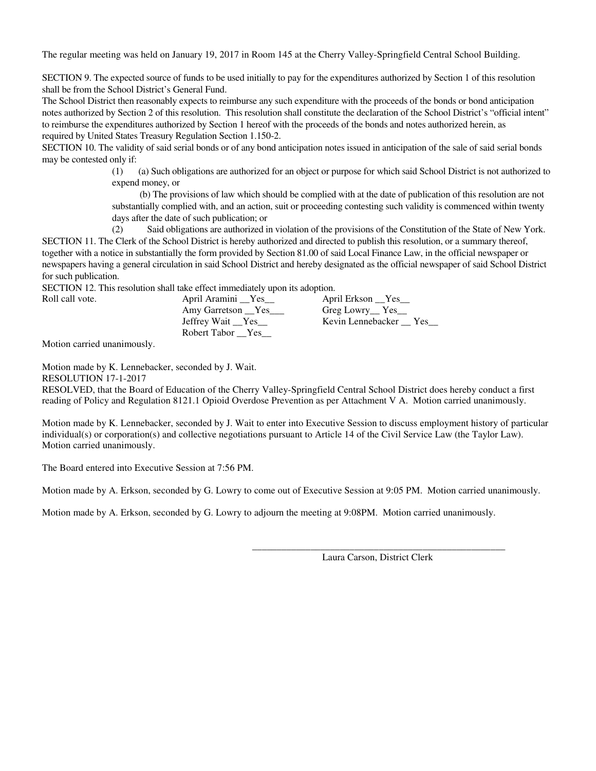The regular meeting was held on January 19, 2017 in Room 145 at the Cherry Valley-Springfield Central School Building.

SECTION 9. The expected source of funds to be used initially to pay for the expenditures authorized by Section 1 of this resolution shall be from the School District's General Fund.
The School District then reasonably expects to reimburse any such expenditure with the proceeds of the bonds or bond anticipation notes authorized by Section 2 of this resolution. This resolution shall constitute the declaration of the School District's "official intent" to reimburse the expenditures authorized by Section 1 hereof with the proceeds of the bonds and notes authorized herein, as required by United States Treasury Regulation Section 1.150-2.
SECTION 10. The validity of said serial bonds or of any bond anticipation notes issued in anticipation of the sale of said serial bonds may be contested only if:

(1) (a) Such obligations are authorized for an object or purpose for which said School District is not authorized to expend money, or

(b) The provisions of law which should be complied with at the date of publication of this resolution are not substantially complied with, and an action, suit or proceeding contesting such validity is commenced within twenty days after the date of such publication; or

(2) Said obligations are authorized in violation of the provisions of the Constitution of the State of New York.

SECTION 11. The Clerk of the School District is hereby authorized and directed to publish this resolution, or a summary thereof, together with a notice in substantially the form provided by Section 81.00 of said Local Finance Law, in the official newspaper or newspapers having a general circulation in said School District and hereby designated as the official newspaper of said School District for such publication.
SECTION 12. This resolution shall take effect immediately upon its adoption.

| | | |
|---|---|---|
| Roll call vote. | April Aramini __Yes__ | April Erkson __Yes__ |
| | Amy Garretson __Yes___ | Greg Lowry__ Yes__ |
| | Jeffrey Wait __Yes__ | Kevin Lennebacker __ Yes__ |
| | Robert Tabor __Yes__ | |

Motion carried unanimously.

Motion made by K. Lennebacker, seconded by J. Wait.
RESOLUTION 17-1-2017
RESOLVED, that the Board of Education of the Cherry Valley-Springfield Central School District does hereby conduct a first reading of Policy and Regulation 8121.1 Opioid Overdose Prevention as per Attachment V A. Motion carried unanimously.

Motion made by K. Lennebacker, seconded by J. Wait to enter into Executive Session to discuss employment history of particular individual(s) or corporation(s) and collective negotiations pursuant to Article 14 of the Civil Service Law (the Taylor Law). Motion carried unanimously.

The Board entered into Executive Session at 7:56 PM.

Motion made by A. Erkson, seconded by G. Lowry to come out of Executive Session at 9:05 PM. Motion carried unanimously.

Motion made by A. Erkson, seconded by G. Lowry to adjourn the meeting at 9:08PM. Motion carried unanimously.

_______________________________________________________

Laura Carson, District Clerk